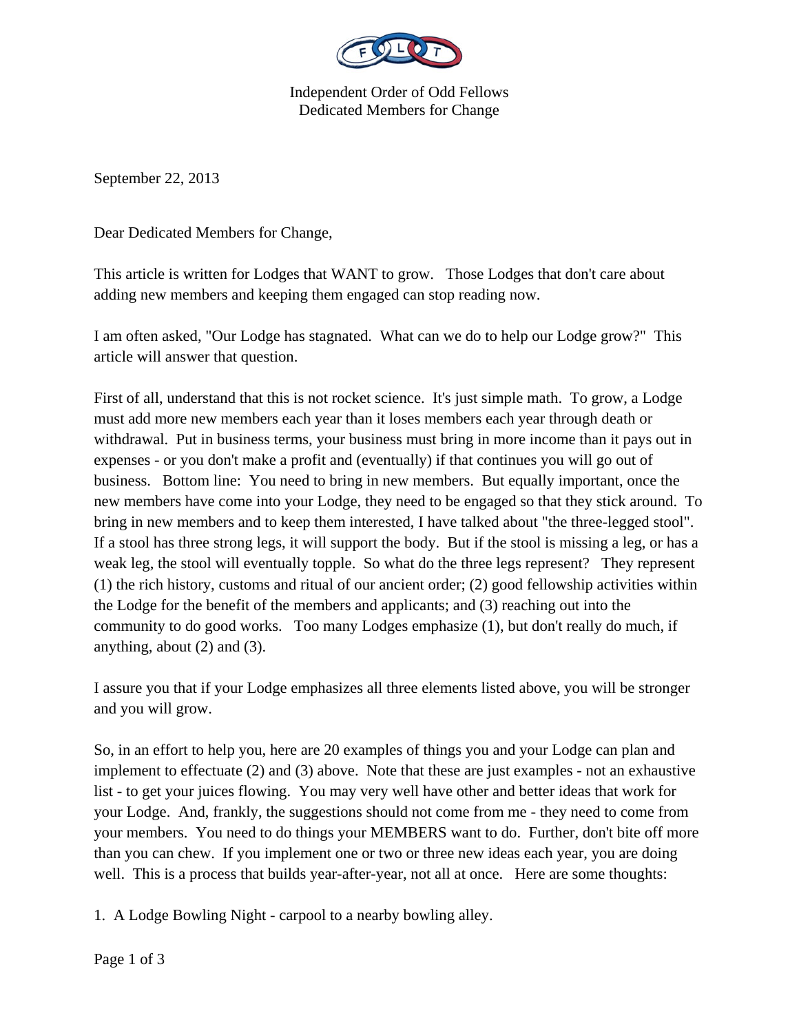Independent Order of Odd Fellows
Dedicated Members for Change

September 22, 2013

Dear Dedicated Members for Change,

This article is written for Lodges that WANT to grow. Those Lodges that don't care about adding new members and keeping them engaged can stop reading now.

I am often asked, "Our Lodge has stagnated. What can we do to help our Lodge grow?" This article will answer that question.

First of all, understand that this is not rocket science. It's just simple math. To grow, a Lodge must add more new members each year than it loses members each year through death or withdrawal. Put in business terms, your business must bring in more income than it pays out in expenses - or you don't make a profit and (eventually) if that continues you will go out of business. Bottom line: You need to bring in new members. But equally important, once the new members have come into your Lodge, they need to be engaged so that they stick around. To bring in new members and to keep them interested, I have talked about "the three-legged stool". If a stool has three strong legs, it will support the body. But if the stool is missing a leg, or has a weak leg, the stool will eventually topple. So what do the three legs represent? They represent (1) the rich history, customs and ritual of our ancient order; (2) good fellowship activities within the Lodge for the benefit of the members and applicants; and (3) reaching out into the community to do good works. Too many Lodges emphasize (1), but don't really do much, if anything, about (2) and (3).

I assure you that if your Lodge emphasizes all three elements listed above, you will be stronger and you will grow.

So, in an effort to help you, here are 20 examples of things you and your Lodge can plan and implement to effectuate (2) and (3) above. Note that these are just examples - not an exhaustive list - to get your juices flowing. You may very well have other and better ideas that work for your Lodge. And, frankly, the suggestions should not come from me - they need to come from your members. You need to do things your MEMBERS want to do. Further, don't bite off more than you can chew. If you implement one or two or three new ideas each year, you are doing well. This is a process that builds year-after-year, not all at once. Here are some thoughts:

1. A Lodge Bowling Night - carpool to a nearby bowling alley.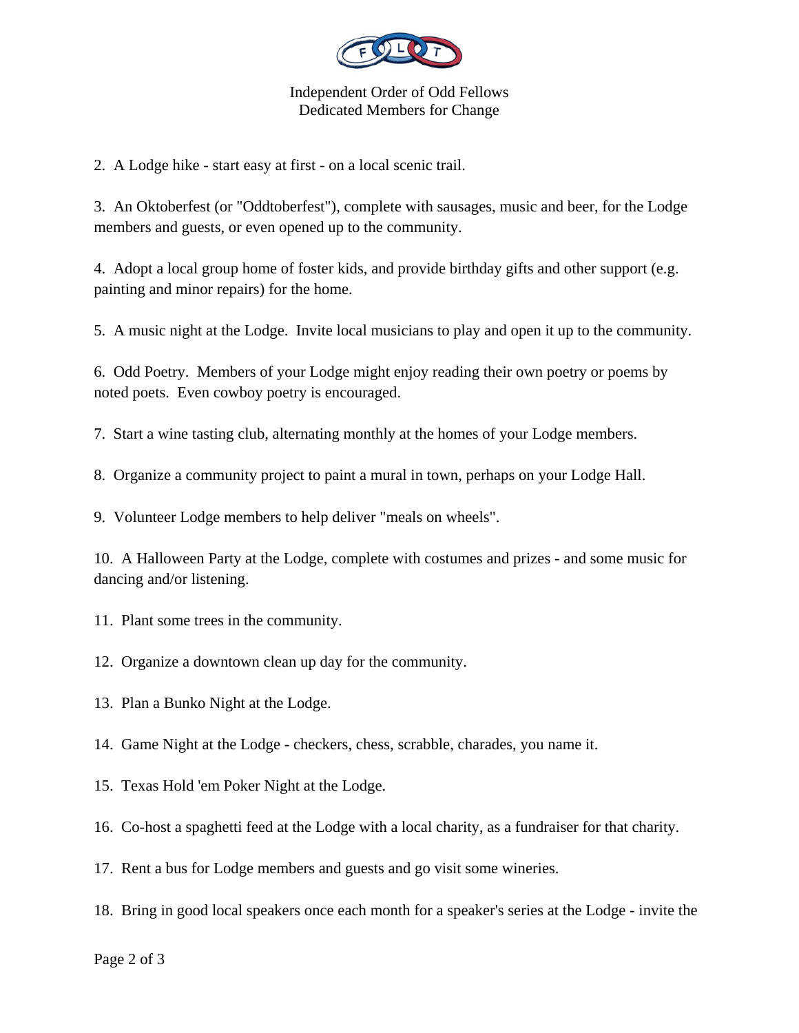Independent Order of Odd Fellows
Dedicated Members for Change

2. A Lodge hike - start easy at first - on a local scenic trail.

3. An Oktoberfest (or "Oddtoberfest"), complete with sausages, music and beer, for the Lodge members and guests, or even opened up to the community.

4. Adopt a local group home of foster kids, and provide birthday gifts and other support (e.g. painting and minor repairs) for the home.

5. A music night at the Lodge. Invite local musicians to play and open it up to the community.

6. Odd Poetry. Members of your Lodge might enjoy reading their own poetry or poems by noted poets. Even cowboy poetry is encouraged.

7. Start a wine tasting club, alternating monthly at the homes of your Lodge members.

8. Organize a community project to paint a mural in town, perhaps on your Lodge Hall.

9. Volunteer Lodge members to help deliver "meals on wheels".

10. A Halloween Party at the Lodge, complete with costumes and prizes - and some music for dancing and/or listening.

11. Plant some trees in the community.

12. Organize a downtown clean up day for the community.

13. Plan a Bunko Night at the Lodge.

14. Game Night at the Lodge - checkers, chess, scrabble, charades, you name it.

15. Texas Hold 'em Poker Night at the Lodge.

16. Co-host a spaghetti feed at the Lodge with a local charity, as a fundraiser for that charity.

17. Rent a bus for Lodge members and guests and go visit some wineries.

18. Bring in good local speakers once each month for a speaker's series at the Lodge - invite the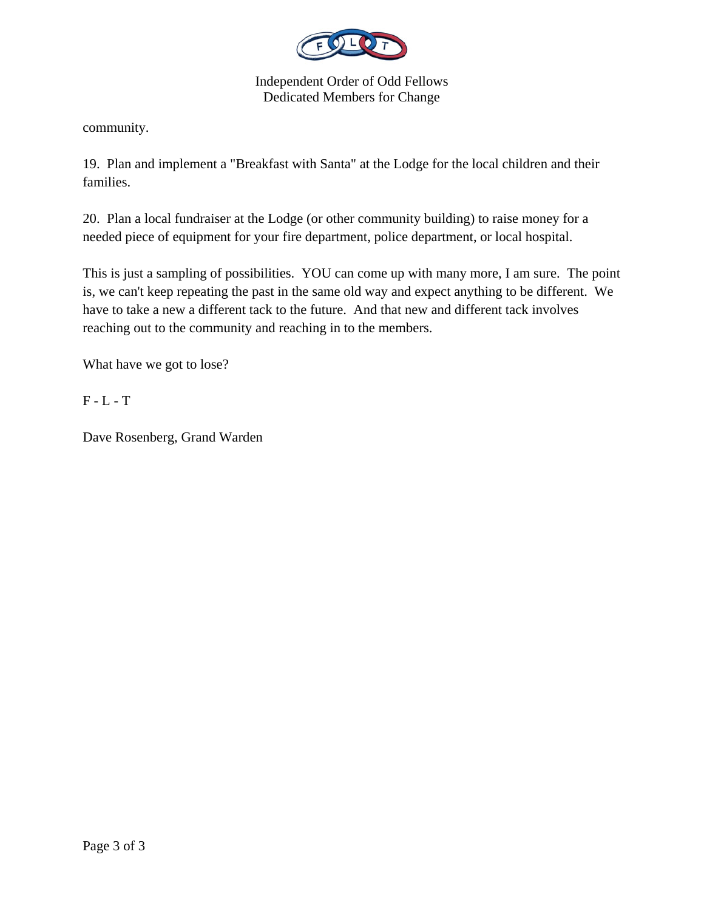community.

19. Plan and implement a "Breakfast with Santa" at the Lodge for the local children and their families.

20. Plan a local fundraiser at the Lodge (or other community building) to raise money for a needed piece of equipment for your fire department, police department, or local hospital.

This is just a sampling of possibilities. YOU can come up with many more, I am sure. The point is, we can't keep repeating the past in the same old way and expect anything to be different. We have to take a new a different tack to the future. And that new and different tack involves reaching out to the community and reaching in to the members.

What have we got to lose?

F - L - T

Dave Rosenberg, Grand Warden